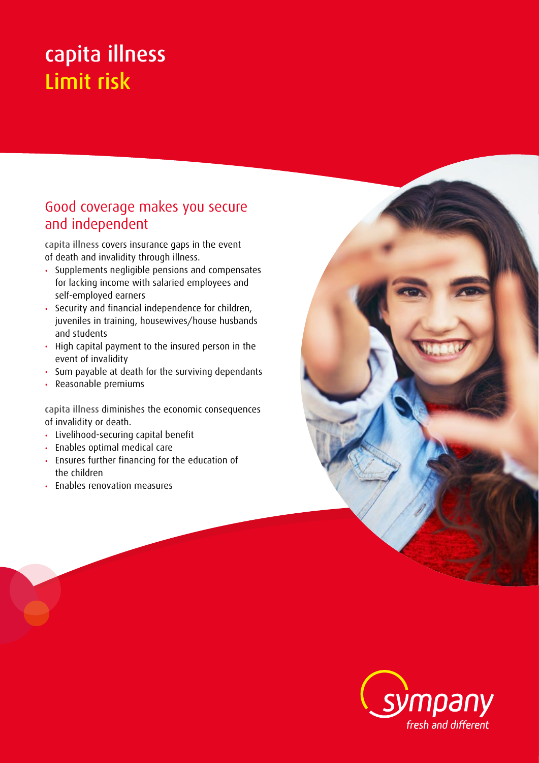# capita illness
## Limit risk

### Good coverage makes you secure and independent

capita illness covers insurance gaps in the event of death and invalidity through illness.

- Supplements negligible pensions and compensates for lacking income with salaried employees and self-employed earners
- Security and financial independence for children, juveniles in training, housewives/house husbands and students
- High capital payment to the insured person in the event of invalidity
- Sum payable at death for the surviving dependants
- Reasonable premiums

capita illness diminishes the economic consequences of invalidity or death.

- Livelihood-securing capital benefit
- Enables optimal medical care
- Ensures further financing for the education of the children
- Enables renovation measures

sympany
*fresh and different*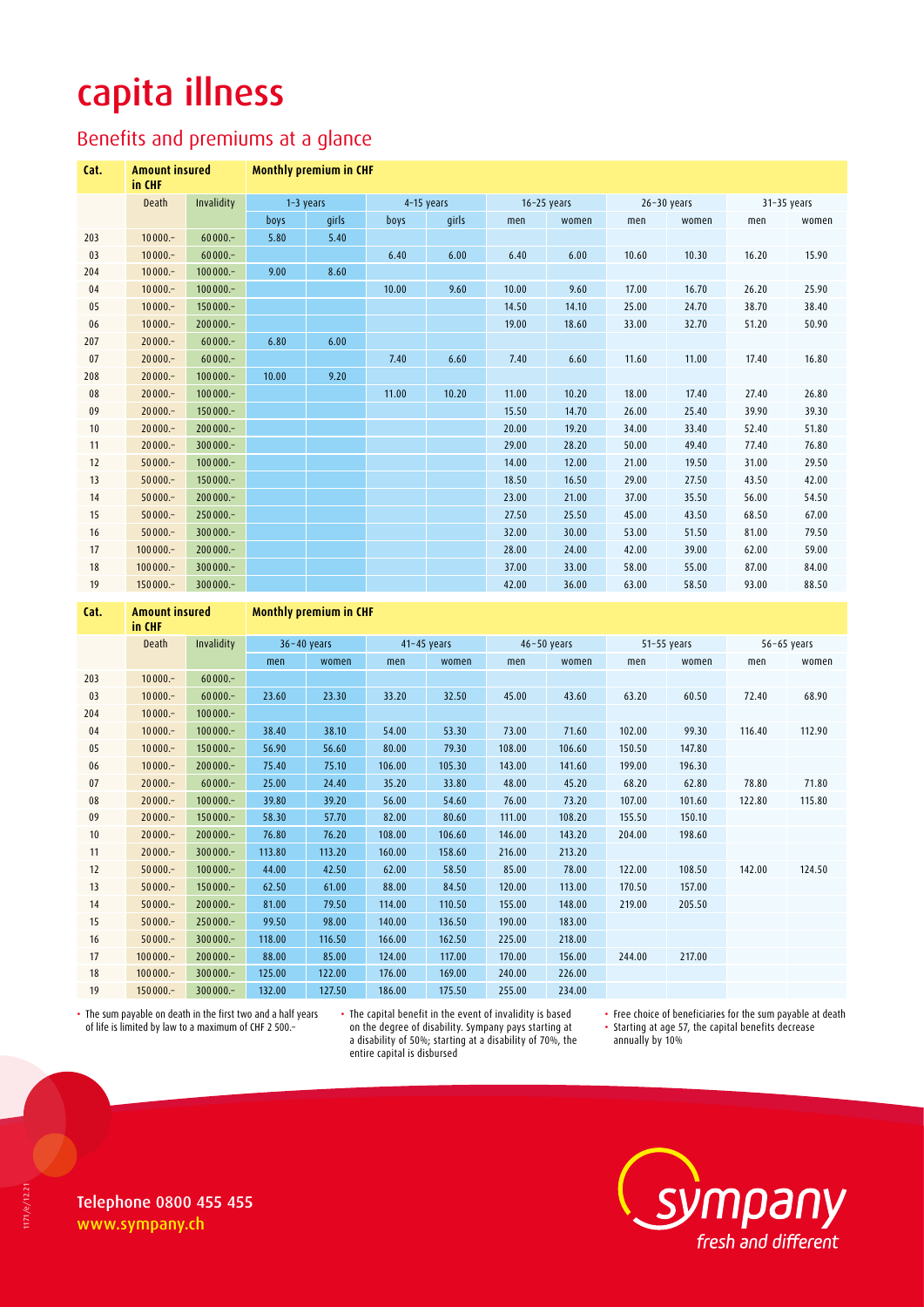# capita illness

## Benefits and premiums at a glance

| Cat. | Amount insured in CHF | | Monthly premium in CHF | | | | | | | | | |
|---|---|---|---|---|---|---|---|---|---|---|---|---|
| | Death | Invalidity | 1–3 years | | 4–15 years | | 16–25 years | | 26–30 years | | 31–35 years | |
| | | | boys | girls | boys | girls | men | women | men | women | men | women |
| 203 | 10 000.– | 60 000.– | 5.80 | 5.40 | | | | | | | | |
| 03 | 10 000.– | 60 000.– | | | 6.40 | 6.00 | 6.40 | 6.00 | 10.60 | 10.30 | 16.20 | 15.90 |
| 204 | 10 000.– | 100 000.– | 9.00 | 8.60 | | | | | | | | |
| 04 | 10 000.– | 100 000.– | | | 10.00 | 9.60 | 10.00 | 9.60 | 17.00 | 16.70 | 26.20 | 25.90 |
| 05 | 10 000.– | 150 000.– | | | | | 14.50 | 14.10 | 25.00 | 24.70 | 38.70 | 38.40 |
| 06 | 10 000.– | 200 000.– | | | | | 19.00 | 18.60 | 33.00 | 32.70 | 51.20 | 50.90 |
| 207 | 20 000.– | 60 000.– | 6.80 | 6.00 | | | | | | | | |
| 07 | 20 000.– | 60 000.– | | | 7.40 | 6.60 | 7.40 | 6.60 | 11.60 | 11.00 | 17.40 | 16.80 |
| 208 | 20 000.– | 100 000.– | 10.00 | 9.20 | | | | | | | | |
| 08 | 20 000.– | 100 000.– | | | 11.00 | 10.20 | 11.00 | 10.20 | 18.00 | 17.40 | 27.40 | 26.80 |
| 09 | 20 000.– | 150 000.– | | | | | 15.50 | 14.70 | 26.00 | 25.40 | 39.90 | 39.30 |
| 10 | 20 000.– | 200 000.– | | | | | 20.00 | 19.20 | 34.00 | 33.40 | 52.40 | 51.80 |
| 11 | 20 000.– | 300 000.– | | | | | 29.00 | 28.20 | 50.00 | 49.40 | 77.40 | 76.80 |
| 12 | 50 000.– | 100 000.– | | | | | 14.00 | 12.00 | 21.00 | 19.50 | 31.00 | 29.50 |
| 13 | 50 000.– | 150 000.– | | | | | 18.50 | 16.50 | 29.00 | 27.50 | 43.50 | 42.00 |
| 14 | 50 000.– | 200 000.– | | | | | 23.00 | 21.00 | 37.00 | 35.50 | 56.00 | 54.50 |
| 15 | 50 000.– | 250 000.– | | | | | 27.50 | 25.50 | 45.00 | 43.50 | 68.50 | 67.00 |
| 16 | 50 000.– | 300 000.– | | | | | 32.00 | 30.00 | 53.00 | 51.50 | 81.00 | 79.50 |
| 17 | 100 000.– | 200 000.– | | | | | 28.00 | 24.00 | 42.00 | 39.00 | 62.00 | 59.00 |
| 18 | 100 000.– | 300 000.– | | | | | 37.00 | 33.00 | 58.00 | 55.00 | 87.00 | 84.00 |
| 19 | 150 000.– | 300 000.– | | | | | 42.00 | 36.00 | 63.00 | 58.50 | 93.00 | 88.50 |

| Cat. | Amount insured in CHF | | Monthly premium in CHF | | | | | | | | | |
|---|---|---|---|---|---|---|---|---|---|---|---|---|
| | Death | Invalidity | 36–40 years | | 41–45 years | | 46–50 years | | 51–55 years | | 56–65 years | |
| | | | men | women | men | women | men | women | men | women | men | women |
| 203 | 10 000.– | 60 000.– | | | | | | | | | | |
| 03 | 10 000.– | 60 000.– | 23.60 | 23.30 | 33.20 | 32.50 | 45.00 | 43.60 | 63.20 | 60.50 | 72.40 | 68.90 |
| 204 | 10 000.– | 100 000.– | | | | | | | | | | |
| 04 | 10 000.– | 100 000.– | 38.40 | 38.10 | 54.00 | 53.30 | 73.00 | 71.60 | 102.00 | 99.30 | 116.40 | 112.90 |
| 05 | 10 000.– | 150 000.– | 56.90 | 56.60 | 80.00 | 79.30 | 108.00 | 106.60 | 150.50 | 147.80 | | |
| 06 | 10 000.– | 200 000.– | 75.40 | 75.10 | 106.00 | 105.30 | 143.00 | 141.60 | 199.00 | 196.30 | | |
| 07 | 20 000.– | 60 000.– | 25.00 | 24.40 | 35.20 | 33.80 | 48.00 | 45.20 | 68.20 | 62.80 | 78.80 | 71.80 |
| 08 | 20 000.– | 100 000.– | 39.80 | 39.20 | 56.00 | 54.60 | 76.00 | 73.20 | 107.00 | 101.60 | 122.80 | 115.80 |
| 09 | 20 000.– | 150 000.– | 58.30 | 57.70 | 82.00 | 80.60 | 111.00 | 108.20 | 155.50 | 150.10 | | |
| 10 | 20 000.– | 200 000.– | 76.80 | 76.20 | 108.00 | 106.60 | 146.00 | 143.20 | 204.00 | 198.60 | | |
| 11 | 20 000.– | 300 000.– | 113.80 | 113.20 | 160.00 | 158.60 | 216.00 | 213.20 | | | | |
| 12 | 50 000.– | 100 000.– | 44.00 | 42.50 | 62.00 | 58.50 | 85.00 | 78.00 | 122.00 | 108.50 | 142.00 | 124.50 |
| 13 | 50 000.– | 150 000.– | 62.50 | 61.00 | 88.00 | 84.50 | 120.00 | 113.00 | 170.50 | 157.00 | | |
| 14 | 50 000.– | 200 000.– | 81.00 | 79.50 | 114.00 | 110.50 | 155.00 | 148.00 | 219.00 | 205.50 | | |
| 15 | 50 000.– | 250 000.– | 99.50 | 98.00 | 140.00 | 136.50 | 190.00 | 183.00 | | | | |
| 16 | 50 000.– | 300 000.– | 118.00 | 116.50 | 166.00 | 162.50 | 225.00 | 218.00 | | | | |
| 17 | 100 000.– | 200 000.– | 88.00 | 85.00 | 124.00 | 117.00 | 170.00 | 156.00 | 244.00 | 217.00 | | |
| 18 | 100 000.– | 300 000.– | 125.00 | 122.00 | 176.00 | 169.00 | 240.00 | 226.00 | | | | |
| 19 | 150 000.– | 300 000.– | 132.00 | 127.50 | 186.00 | 175.50 | 255.00 | 234.00 | | | | |

- The sum payable on death in the first two and a half years of life is limited by law to a maximum of CHF 2 500.–
- The capital benefit in the event of invalidity is based on the degree of disability. Sympany pays starting at a disability of 50%; starting at a disability of 70%, the entire capital is disbursed
- Free choice of beneficiaries for the sum payable at death
- Starting at age 57, the capital benefits decrease annually by 10%

Telephone 0800 455 455
www.sympany.ch

sympany
fresh and different

1171/e/12.21